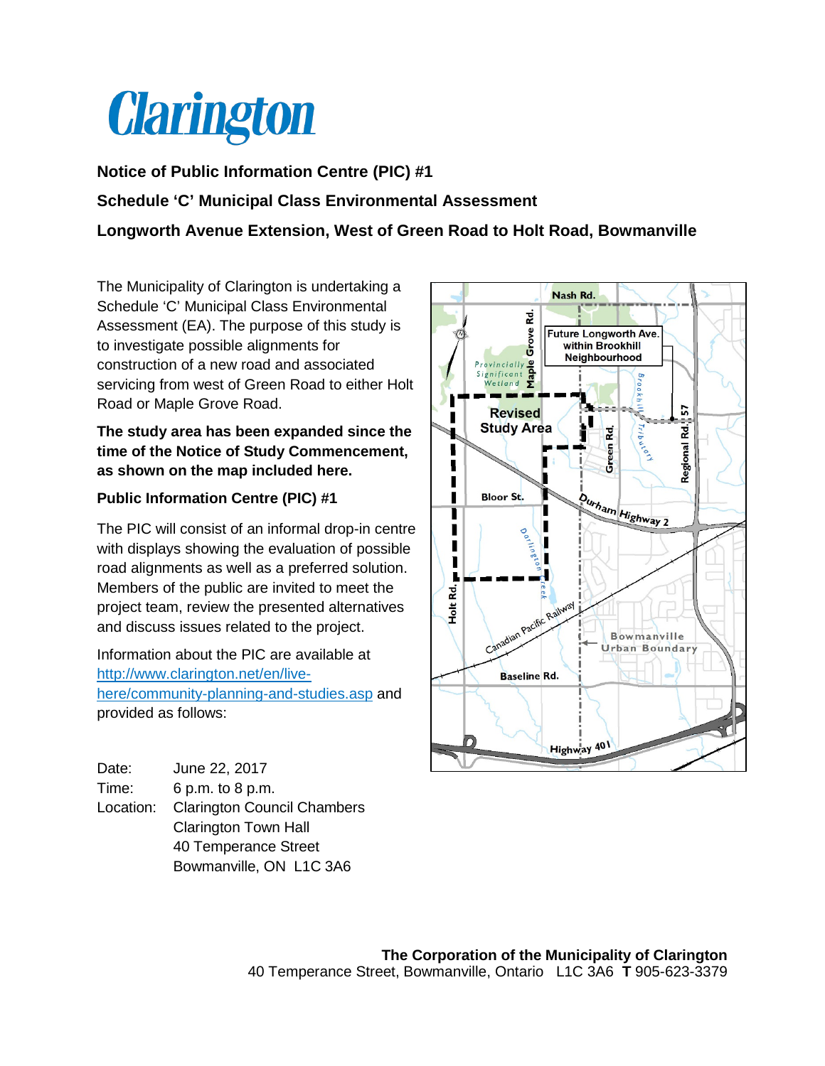# Clarington

**Notice of Public Information Centre (PIC) #1**

**Schedule 'C' Municipal Class Environmental Assessment**

**Longworth Avenue Extension, West of Green Road to Holt Road, Bowmanville**

The Municipality of Clarington is undertaking a Schedule 'C' Municipal Class Environmental Assessment (EA). The purpose of this study is to investigate possible alignments for construction of a new road and associated servicing from west of Green Road to either Holt Road or Maple Grove Road.

**The study area has been expanded since the time of the Notice of Study Commencement, as shown on the map included here.**

**Public Information Centre (PIC) #1**

The PIC will consist of an informal drop-in centre with displays showing the evaluation of possible road alignments as well as a preferred solution. Members of the public are invited to meet the project team, review the presented alternatives and discuss issues related to the project.

Information about the PIC are available at [http://www.clarington.net/en/live-here/community-planning-and-studies.asp](http://www.clarington.net/en/live-here/community-planning-and-studies.asp) and provided as follows:

| | |
|---|---|
| Date: | June 22, 2017 |
| Time: | 6 p.m. to 8 p.m. |
| Location: | Clarington Council Chambers<br>Clarington Town Hall<br>40 Temperance Street<br>Bowmanville, ON L1C 3A6 |

**The Corporation of the Municipality of Clarington**
40 Temperance Street, Bowmanville, Ontario L1C 3A6 **T** 905-623-3379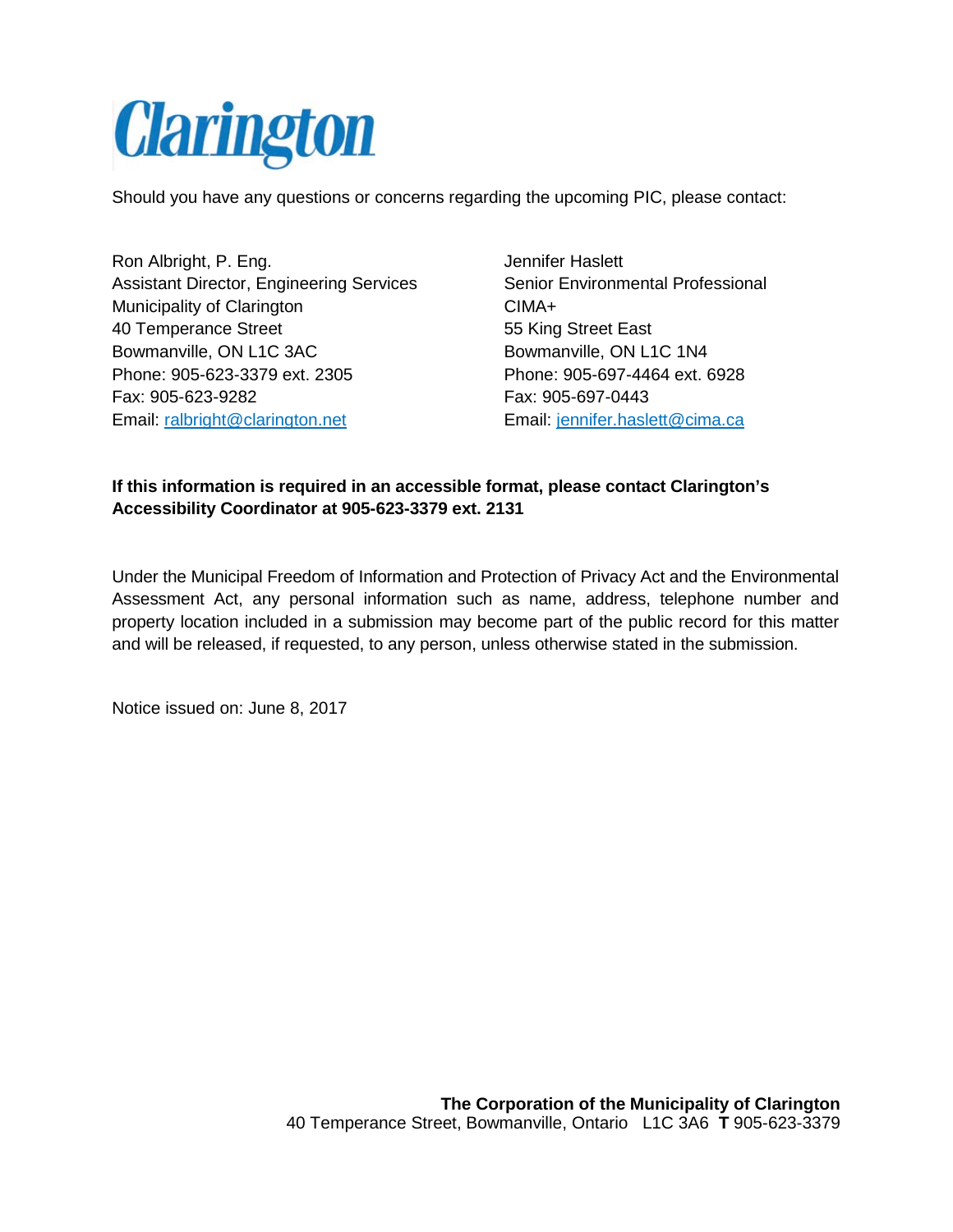Clarington

Should you have any questions or concerns regarding the upcoming PIC, please contact:

Ron Albright, P. Eng.
Assistant Director, Engineering Services
Municipality of Clarington
40 Temperance Street
Bowmanville, ON L1C 3AC
Phone: 905-623-3379 ext. 2305
Fax: 905-623-9282
Email: ralbright@clarington.net

Jennifer Haslett
Senior Environmental Professional
CIMA+
55 King Street East
Bowmanville, ON L1C 1N4
Phone: 905-697-4464 ext. 6928
Fax: 905-697-0443
Email: jennifer.haslett@cima.ca

**If this information is required in an accessible format, please contact Clarington's Accessibility Coordinator at 905-623-3379 ext. 2131**

Under the Municipal Freedom of Information and Protection of Privacy Act and the Environmental Assessment Act, any personal information such as name, address, telephone number and property location included in a submission may become part of the public record for this matter and will be released, if requested, to any person, unless otherwise stated in the submission.

Notice issued on: June 8, 2017

**The Corporation of the Municipality of Clarington**
40 Temperance Street, Bowmanville, Ontario L1C 3A6 **T** 905-623-3379